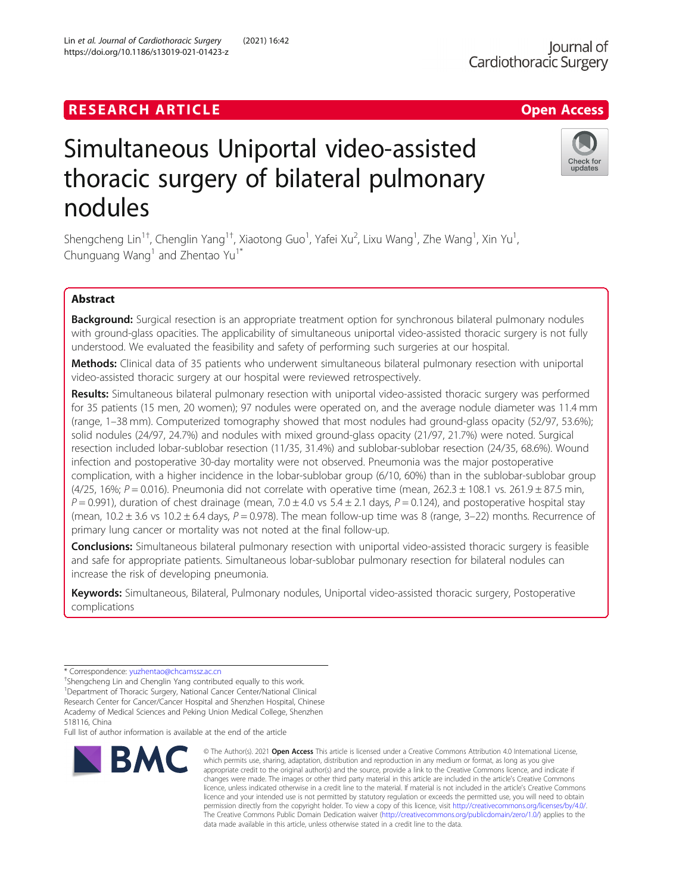RESEARCH ARTICLE

Open Access

# Simultaneous Uniportal video-assisted thoracic surgery of bilateral pulmonary nodules

Shengcheng Lin[1†], Chenglin Yang[1†], Xiaotong Guo[1], Yafei Xu[2], Lixu Wang[1], Zhe Wang[1], Xin Yu[1], Chunguang Wang[1] and Zhentao Yu[1*]

## Abstract

**Background:** Surgical resection is an appropriate treatment option for synchronous bilateral pulmonary nodules with ground-glass opacities. The applicability of simultaneous uniportal video-assisted thoracic surgery is not fully understood. We evaluated the feasibility and safety of performing such surgeries at our hospital.

**Methods:** Clinical data of 35 patients who underwent simultaneous bilateral pulmonary resection with uniportal video-assisted thoracic surgery at our hospital were reviewed retrospectively.

**Results:** Simultaneous bilateral pulmonary resection with uniportal video-assisted thoracic surgery was performed for 35 patients (15 men, 20 women); 97 nodules were operated on, and the average nodule diameter was 11.4 mm (range, 1–38 mm). Computerized tomography showed that most nodules had ground-glass opacity (52/97, 53.6%); solid nodules (24/97, 24.7%) and nodules with mixed ground-glass opacity (21/97, 21.7%) were noted. Surgical resection included lobar-sublobar resection (11/35, 31.4%) and sublobar-sublobar resection (24/35, 68.6%). Wound infection and postoperative 30-day mortality were not observed. Pneumonia was the major postoperative complication, with a higher incidence in the lobar-sublobar group (6/10, 60%) than in the sublobar-sublobar group (4/25, 16%; $P = 0.016$). Pneumonia did not correlate with operative time (mean, 262.3 ± 108.1 vs. 261.9 ± 87.5 min, $P = 0.991$), duration of chest drainage (mean, 7.0 ± 4.0 vs 5.4 ± 2.1 days, $P = 0.124$), and postoperative hospital stay (mean, 10.2 ± 3.6 vs 10.2 ± 6.4 days, $P = 0.978$). The mean follow-up time was 8 (range, 3–22) months. Recurrence of primary lung cancer or mortality was not noted at the final follow-up.

**Conclusions:** Simultaneous bilateral pulmonary resection with uniportal video-assisted thoracic surgery is feasible and safe for appropriate patients. Simultaneous lobar-sublobar pulmonary resection for bilateral nodules can increase the risk of developing pneumonia.

**Keywords:** Simultaneous, Bilateral, Pulmonary nodules, Uniportal video-assisted thoracic surgery, Postoperative complications

---

* Correspondence: yuzhentao@chcamssz.ac.cn

†Shengcheng Lin and Chenglin Yang contributed equally to this work.

[1]Department of Thoracic Surgery, National Cancer Center/National Clinical Research Center for Cancer/Cancer Hospital and Shenzhen Hospital, Chinese Academy of Medical Sciences and Peking Union Medical College, Shenzhen 518116, China

Full list of author information is available at the end of the article

© The Author(s). 2021 **Open Access** This article is licensed under a Creative Commons Attribution 4.0 International License, which permits use, sharing, adaptation, distribution and reproduction in any medium or format, as long as you give appropriate credit to the original author(s) and the source, provide a link to the Creative Commons licence, and indicate if changes were made. The images or other third party material in this article are included in the article's Creative Commons licence, unless indicated otherwise in a credit line to the material. If material is not included in the article's Creative Commons licence and your intended use is not permitted by statutory regulation or exceeds the permitted use, you will need to obtain permission directly from the copyright holder. To view a copy of this licence, visit http://creativecommons.org/licenses/by/4.0/. The Creative Commons Public Domain Dedication waiver (http://creativecommons.org/publicdomain/zero/1.0/) applies to the data made available in this article, unless otherwise stated in a credit line to the data.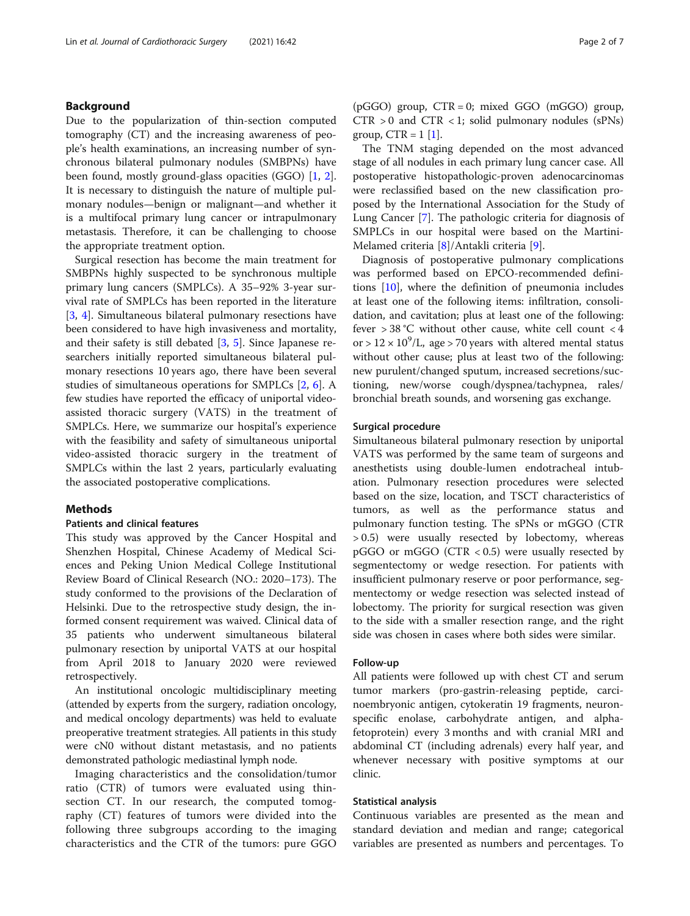## Background

Due to the popularization of thin-section computed tomography (CT) and the increasing awareness of people's health examinations, an increasing number of synchronous bilateral pulmonary nodules (SMBPNs) have been found, mostly ground-glass opacities (GGO) [1, 2]. It is necessary to distinguish the nature of multiple pulmonary nodules—benign or malignant—and whether it is a multifocal primary lung cancer or intrapulmonary metastasis. Therefore, it can be challenging to choose the appropriate treatment option.

Surgical resection has become the main treatment for SMBPNs highly suspected to be synchronous multiple primary lung cancers (SMPLCs). A 35–92% 3-year survival rate of SMPLCs has been reported in the literature [3, 4]. Simultaneous bilateral pulmonary resections have been considered to have high invasiveness and mortality, and their safety is still debated [3, 5]. Since Japanese researchers initially reported simultaneous bilateral pulmonary resections 10 years ago, there have been several studies of simultaneous operations for SMPLCs [2, 6]. A few studies have reported the efficacy of uniportal video-assisted thoracic surgery (VATS) in the treatment of SMPLCs. Here, we summarize our hospital's experience with the feasibility and safety of simultaneous uniportal video-assisted thoracic surgery in the treatment of SMPLCs within the last 2 years, particularly evaluating the associated postoperative complications.

## Methods

### Patients and clinical features

This study was approved by the Cancer Hospital and Shenzhen Hospital, Chinese Academy of Medical Sciences and Peking Union Medical College Institutional Review Board of Clinical Research (NO.: 2020–173). The study conformed to the provisions of the Declaration of Helsinki. Due to the retrospective study design, the informed consent requirement was waived. Clinical data of 35 patients who underwent simultaneous bilateral pulmonary resection by uniportal VATS at our hospital from April 2018 to January 2020 were reviewed retrospectively.

An institutional oncologic multidisciplinary meeting (attended by experts from the surgery, radiation oncology, and medical oncology departments) was held to evaluate preoperative treatment strategies. All patients in this study were cN0 without distant metastasis, and no patients demonstrated pathologic mediastinal lymph node.

Imaging characteristics and the consolidation/tumor ratio (CTR) of tumors were evaluated using thin-section CT. In our research, the computed tomography (CT) features of tumors were divided into the following three subgroups according to the imaging characteristics and the CTR of the tumors: pure GGO (pGGO) group, CTR = 0; mixed GGO (mGGO) group, CTR > 0 and CTR < 1; solid pulmonary nodules (sPNs) group, CTR = 1 [1].

The TNM staging depended on the most advanced stage of all nodules in each primary lung cancer case. All postoperative histopathologic-proven adenocarcinomas were reclassified based on the new classification proposed by the International Association for the Study of Lung Cancer [7]. The pathologic criteria for diagnosis of SMPLCs in our hospital were based on the Martini-Melamed criteria [8]/Antakli criteria [9].

Diagnosis of postoperative pulmonary complications was performed based on EPCO-recommended definitions [10], where the definition of pneumonia includes at least one of the following items: infiltration, consolidation, and cavitation; plus at least one of the following: fever > 38 °C without other cause, white cell count < 4 or > $12 \times 10^9$/L, age > 70 years with altered mental status without other cause; plus at least two of the following: new purulent/changed sputum, increased secretions/suctioning, new/worse cough/dyspnea/tachypnea, rales/bronchial breath sounds, and worsening gas exchange.

### Surgical procedure

Simultaneous bilateral pulmonary resection by uniportal VATS was performed by the same team of surgeons and anesthetists using double-lumen endotracheal intubation. Pulmonary resection procedures were selected based on the size, location, and TSCT characteristics of tumors, as well as the performance status and pulmonary function testing. The sPNs or mGGO (CTR > 0.5) were usually resected by lobectomy, whereas pGGO or mGGO (CTR < 0.5) were usually resected by segmentectomy or wedge resection. For patients with insufficient pulmonary reserve or poor performance, segmentectomy or wedge resection was selected instead of lobectomy. The priority for surgical resection was given to the side with a smaller resection range, and the right side was chosen in cases where both sides were similar.

### Follow-up

All patients were followed up with chest CT and serum tumor markers (pro-gastrin-releasing peptide, carcinoembryonic antigen, cytokeratin 19 fragments, neuron-specific enolase, carbohydrate antigen, and alpha-fetoprotein) every 3 months and with cranial MRI and abdominal CT (including adrenals) every half year, and whenever necessary with positive symptoms at our clinic.

### Statistical analysis

Continuous variables are presented as the mean and standard deviation and median and range; categorical variables are presented as numbers and percentages. To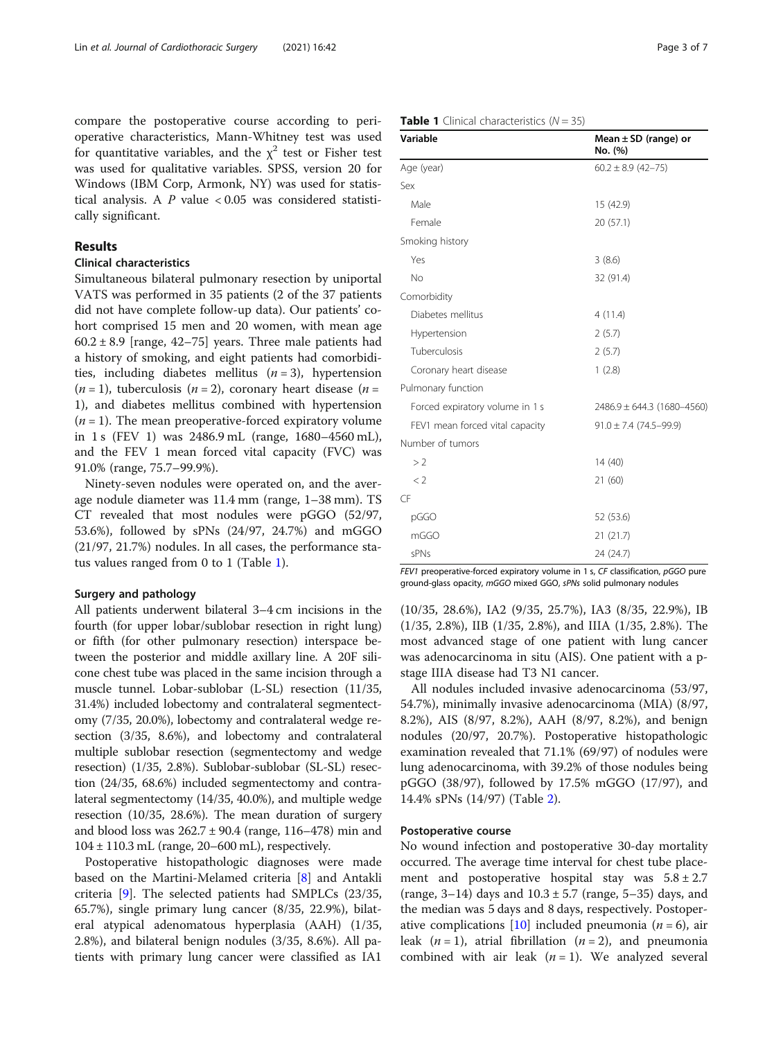compare the postoperative course according to perioperative characteristics, Mann-Whitney test was used for quantitative variables, and the $\chi^2$ test or Fisher test was used for qualitative variables. SPSS, version 20 for Windows (IBM Corp, Armonk, NY) was used for statistical analysis. A $P$ value $< 0.05$ was considered statistically significant.

## Results

### Clinical characteristics

Simultaneous bilateral pulmonary resection by uniportal VATS was performed in 35 patients (2 of the 37 patients did not have complete follow-up data). Our patients' cohort comprised 15 men and 20 women, with mean age $60.2 \pm 8.9$ [range, 42–75] years. Three male patients had a history of smoking, and eight patients had comorbidities, including diabetes mellitus ($n = 3$), hypertension ($n = 1$), tuberculosis ($n = 2$), coronary heart disease ($n = 1$), and diabetes mellitus combined with hypertension ($n = 1$). The mean preoperative-forced expiratory volume in 1 s (FEV 1) was 2486.9 mL (range, 1680–4560 mL), and the FEV 1 mean forced vital capacity (FVC) was 91.0% (range, 75.7–99.9%).

Ninety-seven nodules were operated on, and the average nodule diameter was 11.4 mm (range, 1–38 mm). TS CT revealed that most nodules were pGGO (52/97, 53.6%), followed by sPNs (24/97, 24.7%) and mGGO (21/97, 21.7%) nodules. In all cases, the performance status values ranged from 0 to 1 (Table 1).

**Table 1** Clinical characteristics ($N = 35$)

| Variable | Mean ± SD (range) or No. (%) |
|---|---|
| Age (year) | 60.2 ± 8.9 (42–75) |
| Sex | |
| Male | 15 (42.9) |
| Female | 20 (57.1) |
| Smoking history | |
| Yes | 3 (8.6) |
| No | 32 (91.4) |
| Comorbidity | |
| Diabetes mellitus | 4 (11.4) |
| Hypertension | 2 (5.7) |
| Tuberculosis | 2 (5.7) |
| Coronary heart disease | 1 (2.8) |
| Pulmonary function | |
| Forced expiratory volume in 1 s | 2486.9 ± 644.3 (1680–4560) |
| FEV1 mean forced vital capacity | 91.0 ± 7.4 (74.5–99.9) |
| Number of tumors | |
| > 2 | 14 (40) |
| < 2 | 21 (60) |
| CF | |
| pGGO | 52 (53.6) |
| mGGO | 21 (21.7) |
| sPNs | 24 (24.7) |

*FEV1* preoperative-forced expiratory volume in 1 s, *CF* classification, *pGGO* pure ground-glass opacity, *mGGO* mixed GGO, *sPNs* solid pulmonary nodules

### Surgery and pathology

All patients underwent bilateral 3–4 cm incisions in the fourth (for upper lobar/sublobar resection in right lung) or fifth (for other pulmonary resection) interspace between the posterior and middle axillary line. A 20F silicone chest tube was placed in the same incision through a muscle tunnel. Lobar-sublobar (L-SL) resection (11/35, 31.4%) included lobectomy and contralateral segmentectomy (7/35, 20.0%), lobectomy and contralateral wedge resection (3/35, 8.6%), and lobectomy and contralateral multiple sublobar resection (segmentectomy and wedge resection) (1/35, 2.8%). Sublobar-sublobar (SL-SL) resection (24/35, 68.6%) included segmentectomy and contralateral segmentectomy (14/35, 40.0%), and multiple wedge resection (10/35, 28.6%). The mean duration of surgery and blood loss was $262.7 \pm 90.4$ (range, 116–478) min and $104 \pm 110.3$ mL (range, 20–600 mL), respectively.

Postoperative histopathologic diagnoses were made based on the Martini-Melamed criteria [8] and Antakli criteria [9]. The selected patients had SMPLCs (23/35, 65.7%), single primary lung cancer (8/35, 22.9%), bilateral atypical adenomatous hyperplasia (AAH) (1/35, 2.8%), and bilateral benign nodules (3/35, 8.6%). All patients with primary lung cancer were classified as IA1 (10/35, 28.6%), IA2 (9/35, 25.7%), IA3 (8/35, 22.9%), IB (1/35, 2.8%), IIB (1/35, 2.8%), and IIIA (1/35, 2.8%). The most advanced stage of one patient with lung cancer was adenocarcinoma in situ (AIS). One patient with a p-stage IIIA disease had T3 N1 cancer.

All nodules included invasive adenocarcinoma (53/97, 54.7%), minimally invasive adenocarcinoma (MIA) (8/97, 8.2%), AIS (8/97, 8.2%), AAH (8/97, 8.2%), and benign nodules (20/97, 20.7%). Postoperative histopathologic examination revealed that 71.1% (69/97) of nodules were lung adenocarcinoma, with 39.2% of those nodules being pGGO (38/97), followed by 17.5% mGGO (17/97), and 14.4% sPNs (14/97) (Table 2).

### Postoperative course

No wound infection and postoperative 30-day mortality occurred. The average time interval for chest tube placement and postoperative hospital stay was $5.8 \pm 2.7$ (range, 3–14) days and $10.3 \pm 5.7$ (range, 5–35) days, and the median was 5 days and 8 days, respectively. Postoperative complications [10] included pneumonia ($n = 6$), air leak ($n = 1$), atrial fibrillation ($n = 2$), and pneumonia combined with air leak ($n = 1$). We analyzed several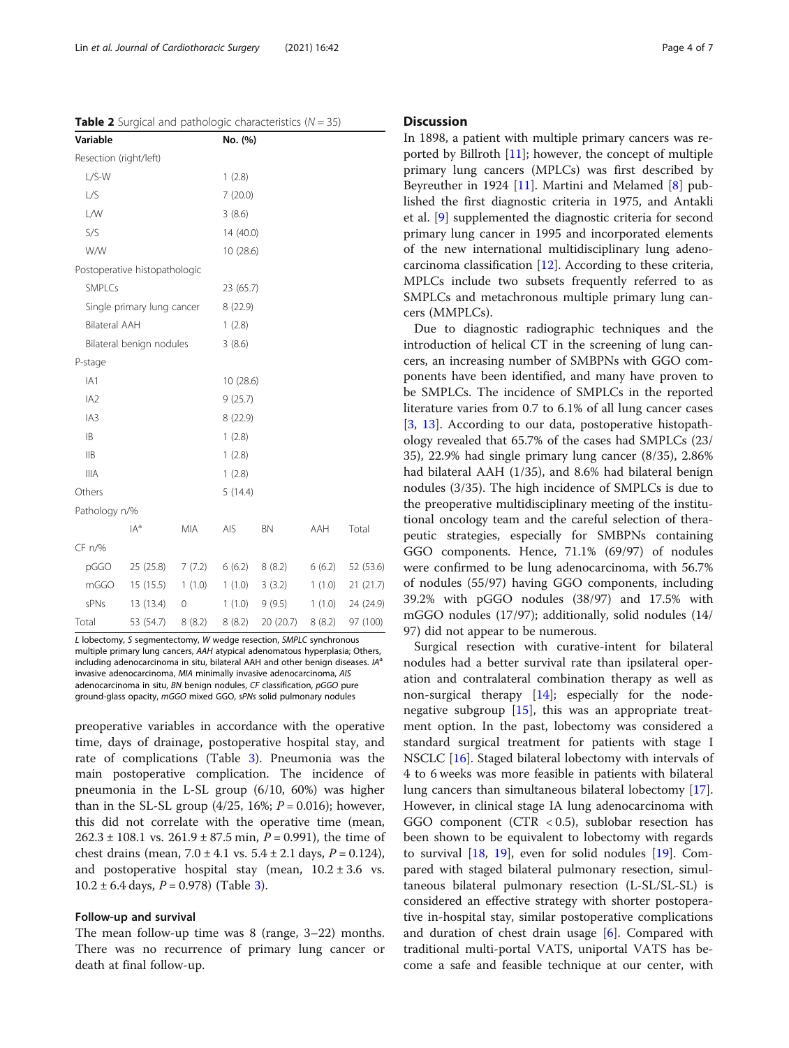**Table 2** Surgical and pathologic characteristics ($N = 35$)

| Variable | | | No. (%) | | | |
|---|---|---|---|---|---|---|
| Resection (right/left) | | | | | | |
| L/S-W | | | 1 (2.8) | | | |
| L/S | | | 7 (20.0) | | | |
| L/W | | | 3 (8.6) | | | |
| S/S | | | 14 (40.0) | | | |
| W/W | | | 10 (28.6) | | | |
| Postoperative histopathologic | | | | | | |
| SMPLCs | | | 23 (65.7) | | | |
| Single primary lung cancer | | | 8 (22.9) | | | |
| Bilateral AAH | | | 1 (2.8) | | | |
| Bilateral benign nodules | | | 3 (8.6) | | | |
| P-stage | | | | | | |
| IA1 | | | 10 (28.6) | | | |
| IA2 | | | 9 (25.7) | | | |
| IA3 | | | 8 (22.9) | | | |
| IB | | | 1 (2.8) | | | |
| IIB | | | 1 (2.8) | | | |
| IIIA | | | 1 (2.8) | | | |
| Others | | | 5 (14.4) | | | |
| Pathology n/% | | | | | | |
| | IA[a] | MIA | AIS | BN | AAH | Total |
| CF n/% | | | | | | |
| pGGO | 25 (25.8) | 7 (7.2) | 6 (6.2) | 8 (8.2) | 6 (6.2) | 52 (53.6) |
| mGGO | 15 (15.5) | 1 (1.0) | 1 (1.0) | 3 (3.2) | 1 (1.0) | 21 (21.7) |
| sPNs | 13 (13.4) | 0 | 1 (1.0) | 9 (9.5) | 1 (1.0) | 24 (24.9) |
| Total | 53 (54.7) | 8 (8.2) | 8 (8.2) | 20 (20.7) | 8 (8.2) | 97 (100) |

*L* lobectomy, *S* segmentectomy, *W* wedge resection, *SMPLC* synchronous multiple primary lung cancers, *AAH* atypical adenomatous hyperplasia; Others, including adenocarcinoma in situ, bilateral AAH and other benign diseases. *IA*[a] invasive adenocarcinoma, *MIA* minimally invasive adenocarcinoma, *AIS* adenocarcinoma in situ, *BN* benign nodules, *CF* classification, *pGGO* pure ground-glass opacity, *mGGO* mixed GGO, *sPNs* solid pulmonary nodules

preoperative variables in accordance with the operative time, days of drainage, postoperative hospital stay, and rate of complications (Table 3). Pneumonia was the main postoperative complication. The incidence of pneumonia in the L-SL group (6/10, 60%) was higher than in the SL-SL group (4/25, 16%; $P = 0.016$); however, this did not correlate with the operative time (mean, $262.3 \pm 108.1$ vs. $261.9 \pm 87.5$ min, $P = 0.991$), the time of chest drains (mean, $7.0 \pm 4.1$ vs. $5.4 \pm 2.1$ days, $P = 0.124$), and postoperative hospital stay (mean, $10.2 \pm 3.6$ vs. $10.2 \pm 6.4$ days, $P = 0.978$) (Table 3).

### Follow-up and survival

The mean follow-up time was 8 (range, 3–22) months. There was no recurrence of primary lung cancer or death at final follow-up.

## Discussion

In 1898, a patient with multiple primary cancers was reported by Billroth [11]; however, the concept of multiple primary lung cancers (MPLCs) was first described by Beyreuther in 1924 [11]. Martini and Melamed [8] published the first diagnostic criteria in 1975, and Antakli et al. [9] supplemented the diagnostic criteria for second primary lung cancer in 1995 and incorporated elements of the new international multidisciplinary lung adenocarcinoma classification [12]. According to these criteria, MPLCs include two subsets frequently referred to as SMPLCs and metachronous multiple primary lung cancers (MMPLCs).

Due to diagnostic radiographic techniques and the introduction of helical CT in the screening of lung cancers, an increasing number of SMBPNs with GGO components have been identified, and many have proven to be SMPLCs. The incidence of SMPLCs in the reported literature varies from 0.7 to 6.1% of all lung cancer cases [3, 13]. According to our data, postoperative histopathology revealed that 65.7% of the cases had SMPLCs (23/35), 22.9% had single primary lung cancer (8/35), 2.86% had bilateral AAH (1/35), and 8.6% had bilateral benign nodules (3/35). The high incidence of SMPLCs is due to the preoperative multidisciplinary meeting of the institutional oncology team and the careful selection of therapeutic strategies, especially for SMBPNs containing GGO components. Hence, 71.1% (69/97) of nodules were confirmed to be lung adenocarcinoma, with 56.7% of nodules (55/97) having GGO components, including 39.2% with pGGO nodules (38/97) and 17.5% with mGGO nodules (17/97); additionally, solid nodules (14/97) did not appear to be numerous.

Surgical resection with curative-intent for bilateral nodules had a better survival rate than ipsilateral operation and contralateral combination therapy as well as non-surgical therapy [14]; especially for the node-negative subgroup [15], this was an appropriate treatment option. In the past, lobectomy was considered a standard surgical treatment for patients with stage I NSCLC [16]. Staged bilateral lobectomy with intervals of 4 to 6 weeks was more feasible in patients with bilateral lung cancers than simultaneous bilateral lobectomy [17]. However, in clinical stage IA lung adenocarcinoma with GGO component (CTR $< 0.5$), sublobar resection has been shown to be equivalent to lobectomy with regards to survival [18, 19], even for solid nodules [19]. Compared with staged bilateral pulmonary resection, simultaneous bilateral pulmonary resection (L-SL/SL-SL) is considered an effective strategy with shorter postoperative in-hospital stay, similar postoperative complications and duration of chest drain usage [6]. Compared with traditional multi-portal VATS, uniportal VATS has become a safe and feasible technique at our center, with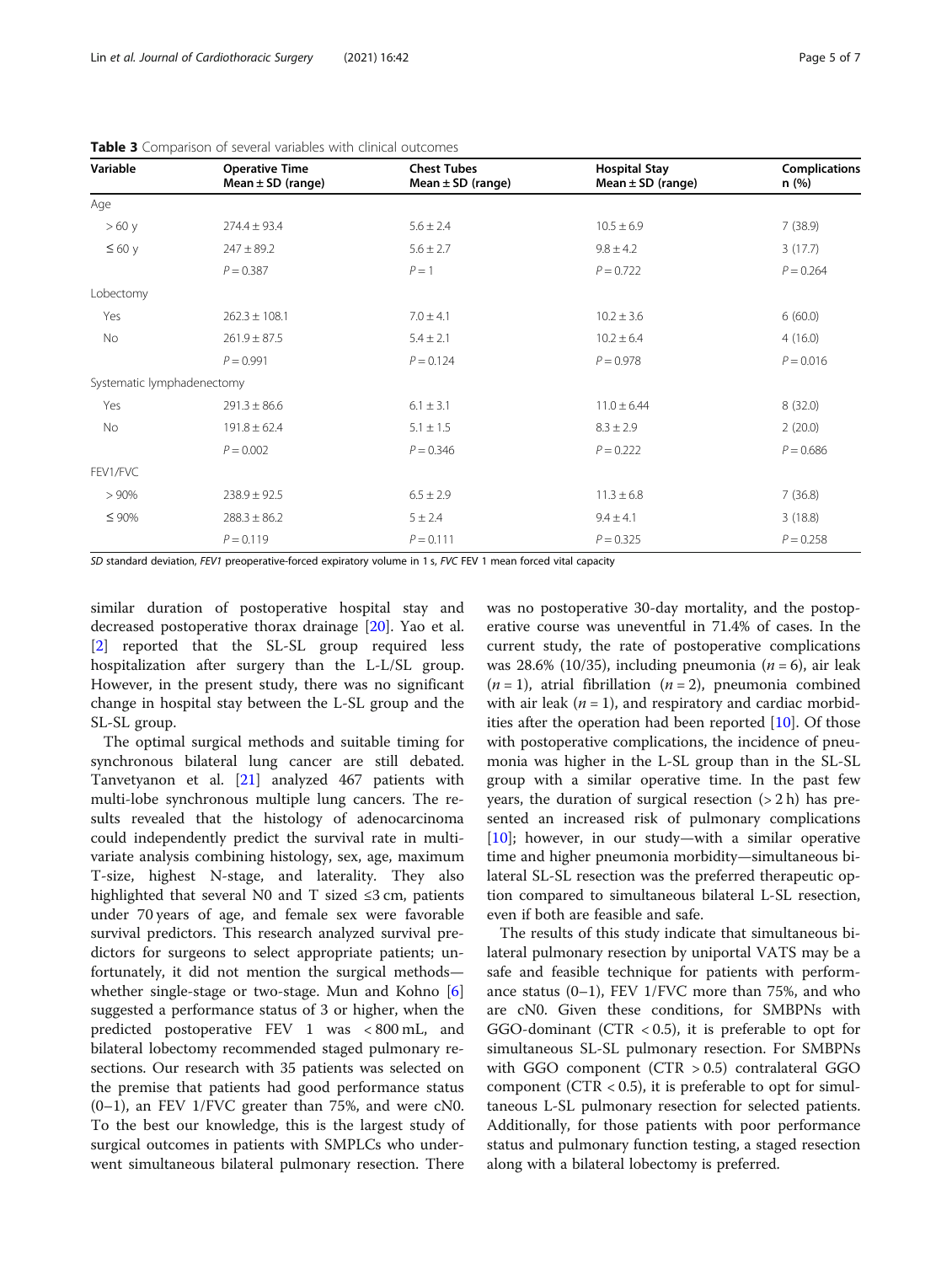**Table 3** Comparison of several variables with clinical outcomes

| Variable | Operative Time Mean ± SD (range) | Chest Tubes Mean ± SD (range) | Hospital Stay Mean ± SD (range) | Complications n (%) |
|---|---|---|---|---|
| Age | | | | |
| > 60 y | 274.4 ± 93.4 | 5.6 ± 2.4 | 10.5 ± 6.9 | 7 (38.9) |
| ≤ 60 y | 247 ± 89.2 | 5.6 ± 2.7 | 9.8 ± 4.2 | 3 (17.7) |
| | $P = 0.387$ | $P = 1$ | $P = 0.722$ | $P = 0.264$ |
| Lobectomy | | | | |
| Yes | 262.3 ± 108.1 | 7.0 ± 4.1 | 10.2 ± 3.6 | 6 (60.0) |
| No | 261.9 ± 87.5 | 5.4 ± 2.1 | 10.2 ± 6.4 | 4 (16.0) |
| | $P = 0.991$ | $P = 0.124$ | $P = 0.978$ | $P = 0.016$ |
| Systematic lymphadenectomy | | | | |
| Yes | 291.3 ± 86.6 | 6.1 ± 3.1 | 11.0 ± 6.44 | 8 (32.0) |
| No | 191.8 ± 62.4 | 5.1 ± 1.5 | 8.3 ± 2.9 | 2 (20.0) |
| | $P = 0.002$ | $P = 0.346$ | $P = 0.222$ | $P = 0.686$ |
| FEV1/FVC | | | | |
| > 90% | 238.9 ± 92.5 | 6.5 ± 2.9 | 11.3 ± 6.8 | 7 (36.8) |
| ≤ 90% | 288.3 ± 86.2 | 5 ± 2.4 | 9.4 ± 4.1 | 3 (18.8) |
| | $P = 0.119$ | $P = 0.111$ | $P = 0.325$ | $P = 0.258$ |

*SD* standard deviation, *FEV1* preoperative-forced expiratory volume in 1 s, *FVC* FEV 1 mean forced vital capacity

similar duration of postoperative hospital stay and decreased postoperative thorax drainage [20]. Yao et al. [2] reported that the SL-SL group required less hospitalization after surgery than the L-L/SL group. However, in the present study, there was no significant change in hospital stay between the L-SL group and the SL-SL group.

The optimal surgical methods and suitable timing for synchronous bilateral lung cancer are still debated. Tanvetyanon et al. [21] analyzed 467 patients with multi-lobe synchronous multiple lung cancers. The results revealed that the histology of adenocarcinoma could independently predict the survival rate in multivariate analysis combining histology, sex, age, maximum T-size, highest N-stage, and laterality. They also highlighted that several N0 and T sized ≤3 cm, patients under 70 years of age, and female sex were favorable survival predictors. This research analyzed survival predictors for surgeons to select appropriate patients; unfortunately, it did not mention the surgical methods—whether single-stage or two-stage. Mun and Kohno [6] suggested a performance status of 3 or higher, when the predicted postoperative FEV 1 was < 800 mL, and bilateral lobectomy recommended staged pulmonary resections. Our research with 35 patients was selected on the premise that patients had good performance status (0–1), an FEV 1/FVC greater than 75%, and were cN0. To the best our knowledge, this is the largest study of surgical outcomes in patients with SMPLCs who underwent simultaneous bilateral pulmonary resection. There was no postoperative 30-day mortality, and the postoperative course was uneventful in 71.4% of cases. In the current study, the rate of postoperative complications was 28.6% (10/35), including pneumonia ($n = 6$), air leak ($n = 1$), atrial fibrillation ($n = 2$), pneumonia combined with air leak ($n = 1$), and respiratory and cardiac morbidities after the operation had been reported [10]. Of those with postoperative complications, the incidence of pneumonia was higher in the L-SL group than in the SL-SL group with a similar operative time. In the past few years, the duration of surgical resection (> 2 h) has presented an increased risk of pulmonary complications [10]; however, in our study—with a similar operative time and higher pneumonia morbidity—simultaneous bilateral SL-SL resection was the preferred therapeutic option compared to simultaneous bilateral L-SL resection, even if both are feasible and safe.

The results of this study indicate that simultaneous bilateral pulmonary resection by uniportal VATS may be a safe and feasible technique for patients with performance status (0–1), FEV 1/FVC more than 75%, and who are cN0. Given these conditions, for SMBPNs with GGO-dominant (CTR < 0.5), it is preferable to opt for simultaneous SL-SL pulmonary resection. For SMBPNs with GGO component (CTR > 0.5) contralateral GGO component (CTR < 0.5), it is preferable to opt for simultaneous L-SL pulmonary resection for selected patients. Additionally, for those patients with poor performance status and pulmonary function testing, a staged resection along with a bilateral lobectomy is preferred.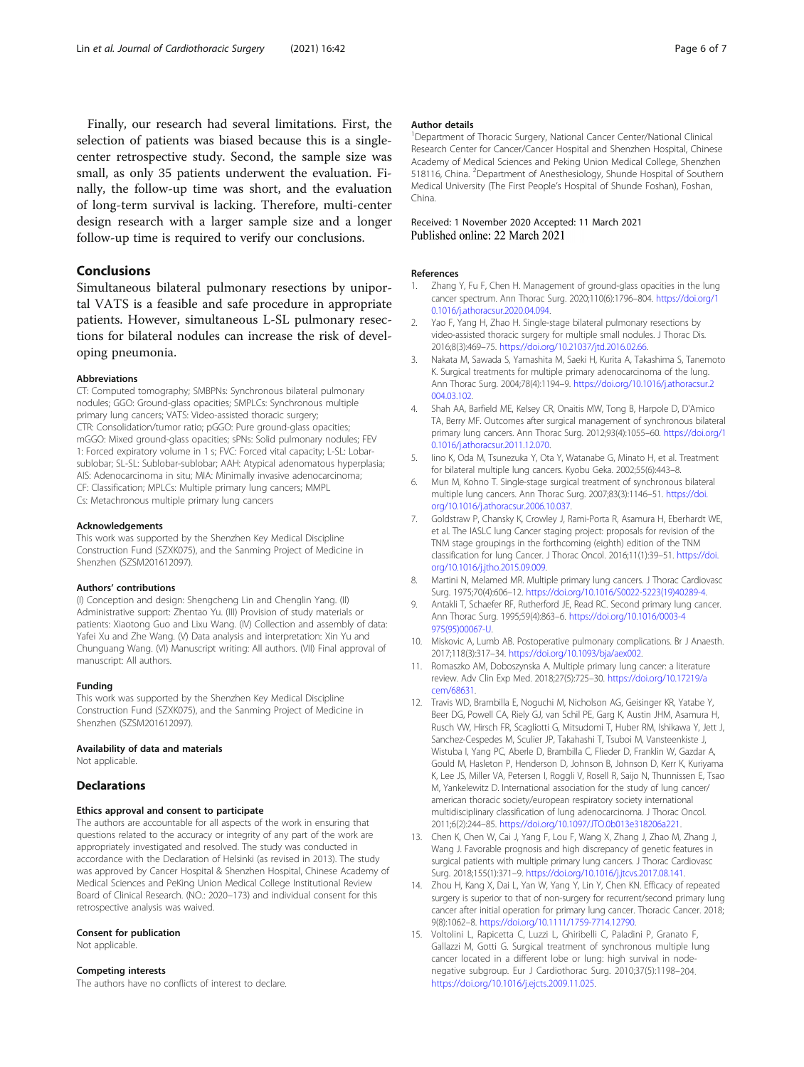Finally, our research had several limitations. First, the selection of patients was biased because this is a single-center retrospective study. Second, the sample size was small, as only 35 patients underwent the evaluation. Finally, the follow-up time was short, and the evaluation of long-term survival is lacking. Therefore, multi-center design research with a larger sample size and a longer follow-up time is required to verify our conclusions.

## Conclusions

Simultaneous bilateral pulmonary resections by uniportal VATS is a feasible and safe procedure in appropriate patients. However, simultaneous L-SL pulmonary resections for bilateral nodules can increase the risk of developing pneumonia.

#### Abbreviations

CT: Computed tomography; SMBPNs: Synchronous bilateral pulmonary nodules; GGO: Ground-glass opacities; SMPLCs: Synchronous multiple primary lung cancers; VATS: Video-assisted thoracic surgery; CTR: Consolidation/tumor ratio; pGGO: Pure ground-glass opacities; mGGO: Mixed ground-glass opacities; sPNs: Solid pulmonary nodules; FEV 1: Forced expiratory volume in 1 s; FVC: Forced vital capacity; L-SL: Lobar-sublobar; SL-SL: Sublobar-sublobar; AAH: Atypical adenomatous hyperplasia; AIS: Adenocarcinoma in situ; MIA: Minimally invasive adenocarcinoma; CF: Classification; MPLCs: Multiple primary lung cancers; MMPL Cs: Metachronous multiple primary lung cancers

#### Acknowledgements

This work was supported by the Shenzhen Key Medical Discipline Construction Fund (SZXK075), and the Sanming Project of Medicine in Shenzhen (SZSM201612097).

#### Authors' contributions

(I) Conception and design: Shengcheng Lin and Chenglin Yang. (II) Administrative support: Zhentao Yu. (III) Provision of study materials or patients: Xiaotong Guo and Lixu Wang. (IV) Collection and assembly of data: Yafei Xu and Zhe Wang. (V) Data analysis and interpretation: Xin Yu and Chunguang Wang. (VI) Manuscript writing: All authors. (VII) Final approval of manuscript: All authors.

#### Funding

This work was supported by the Shenzhen Key Medical Discipline Construction Fund (SZXK075), and the Sanming Project of Medicine in Shenzhen (SZSM201612097).

#### Availability of data and materials

Not applicable.

## Declarations

#### Ethics approval and consent to participate

The authors are accountable for all aspects of the work in ensuring that questions related to the accuracy or integrity of any part of the work are appropriately investigated and resolved. The study was conducted in accordance with the Declaration of Helsinki (as revised in 2013). The study was approved by Cancer Hospital & Shenzhen Hospital, Chinese Academy of Medical Sciences and PeKing Union Medical College Institutional Review Board of Clinical Research. (NO.: 2020–173) and individual consent for this retrospective analysis was waived.

#### Consent for publication

Not applicable.

#### Competing interests

The authors have no conflicts of interest to declare.

#### Author details

[1]Department of Thoracic Surgery, National Cancer Center/National Clinical Research Center for Cancer/Cancer Hospital and Shenzhen Hospital, Chinese Academy of Medical Sciences and Peking Union Medical College, Shenzhen 518116, China. [2]Department of Anesthesiology, Shunde Hospital of Southern Medical University (The First People's Hospital of Shunde Foshan), Foshan, China.

Received: 1 November 2020 Accepted: 11 March 2021
Published online: 22 March 2021

#### References

1. Zhang Y, Fu F, Chen H. Management of ground-glass opacities in the lung cancer spectrum. Ann Thorac Surg. 2020;110(6):1796–804. https://doi.org/10.1016/j.athoracsur.2020.04.094.
2. Yao F, Yang H, Zhao H. Single-stage bilateral pulmonary resections by video-assisted thoracic surgery for multiple small nodules. J Thorac Dis. 2016;8(3):469–75. https://doi.org/10.21037/jtd.2016.02.66.
3. Nakata M, Sawada S, Yamashita M, Saeki H, Kurita A, Takashima S, Tanemoto K. Surgical treatments for multiple primary adenocarcinoma of the lung. Ann Thorac Surg. 2004;78(4):1194–9. https://doi.org/10.1016/j.athoracsur.2004.03.102.
4. Shah AA, Barfield ME, Kelsey CR, Onaitis MW, Tong B, Harpole D, D'Amico TA, Berry MF. Outcomes after surgical management of synchronous bilateral primary lung cancers. Ann Thorac Surg. 2012;93(4):1055–60. https://doi.org/10.1016/j.athoracsur.2011.12.070.
5. Iino K, Oda M, Tsunezuka Y, Ota Y, Watanabe G, Minato H, et al. Treatment for bilateral multiple lung cancers. Kyobu Geka. 2002;55(6):443–8.
6. Mun M, Kohno T. Single-stage surgical treatment of synchronous bilateral multiple lung cancers. Ann Thorac Surg. 2007;83(3):1146–51. https://doi.org/10.1016/j.athoracsur.2006.10.037.
7. Goldstraw P, Chansky K, Crowley J, Rami-Porta R, Asamura H, Eberhardt WE, et al. The IASLC lung Cancer staging project: proposals for revision of the TNM stage groupings in the forthcoming (eighth) edition of the TNM classification for lung Cancer. J Thorac Oncol. 2016;11(1):39–51. https://doi.org/10.1016/j.jtho.2015.09.009.
8. Martini N, Melamed MR. Multiple primary lung cancers. J Thorac Cardiovasc Surg. 1975;70(4):606–12. https://doi.org/10.1016/S0022-5223(19)40289-4.
9. Antakli T, Schaefer RF, Rutherford JE, Read RC. Second primary lung cancer. Ann Thorac Surg. 1995;59(4):863–6. https://doi.org/10.1016/0003-4975(95)00067-U.
10. Miskovic A, Lumb AB. Postoperative pulmonary complications. Br J Anaesth. 2017;118(3):317–34. https://doi.org/10.1093/bja/aex002.
11. Romaszko AM, Doboszynska A. Multiple primary lung cancer: a literature review. Adv Clin Exp Med. 2018;27(5):725–30. https://doi.org/10.17219/acem/68631.
12. Travis WD, Brambilla E, Noguchi M, Nicholson AG, Geisinger KR, Yatabe Y, Beer DG, Powell CA, Riely GJ, van Schil PE, Garg K, Austin JHM, Asamura H, Rusch VW, Hirsch FR, Scagliotti G, Mitsudomi T, Huber RM, Ishikawa Y, Jett J, Sanchez-Cespedes M, Sculier JP, Takahashi T, Tsuboi M, Vansteenkiste J, Wistuba I, Yang PC, Aberle D, Brambilla C, Flieder D, Franklin W, Gazdar A, Gould M, Hasleton P, Henderson D, Johnson B, Johnson D, Kerr K, Kuriyama K, Lee JS, Miller VA, Petersen I, Roggli V, Rosell R, Saijo N, Thunnissen E, Tsao M, Yankelewitz D. International association for the study of lung cancer/american thoracic society/european respiratory society international multidisciplinary classification of lung adenocarcinoma. J Thorac Oncol. 2011;6(2):244–85. https://doi.org/10.1097/JTO.0b013e318206a221.
13. Chen K, Chen W, Cai J, Yang F, Lou F, Wang X, Zhang J, Zhao M, Zhang J, Wang J. Favorable prognosis and high discrepancy of genetic features in surgical patients with multiple primary lung cancers. J Thorac Cardiovasc Surg. 2018;155(1):371–9. https://doi.org/10.1016/j.jtcvs.2017.08.141.
14. Zhou H, Kang X, Dai L, Yan W, Yang Y, Lin Y, Chen KN. Efficacy of repeated surgery is superior to that of non-surgery for recurrent/second primary lung cancer after initial operation for primary lung cancer. Thoracic Cancer. 2018;9(8):1062–8. https://doi.org/10.1111/1759-7714.12790.
15. Voltolini L, Rapicetta C, Luzzi L, Ghiribelli C, Paladini P, Granato F, Gallazzi M, Gotti G. Surgical treatment of synchronous multiple lung cancer located in a different lobe or lung: high survival in node-negative subgroup. Eur J Cardiothorac Surg. 2010;37(5):1198–204. https://doi.org/10.1016/j.ejcts.2009.11.025.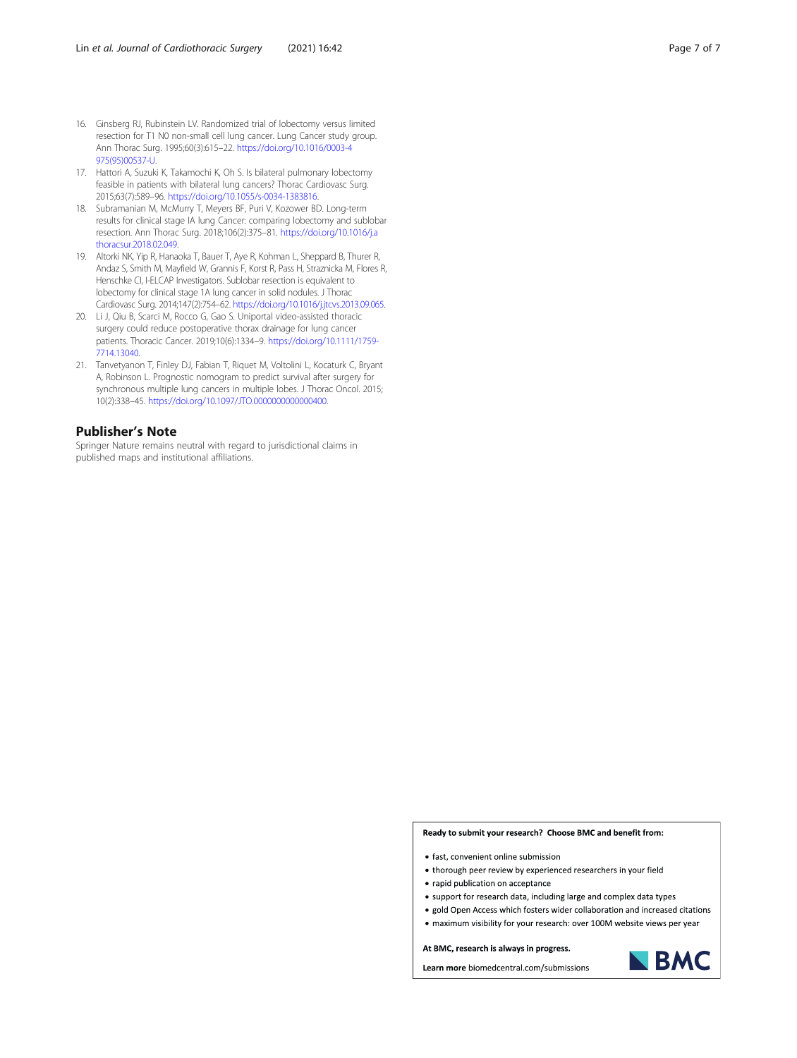16. Ginsberg RJ, Rubinstein LV. Randomized trial of lobectomy versus limited resection for T1 N0 non-small cell lung cancer. Lung Cancer study group. Ann Thorac Surg. 1995;60(3):615–22. https://doi.org/10.1016/0003-4975(95)00537-U.
17. Hattori A, Suzuki K, Takamochi K, Oh S. Is bilateral pulmonary lobectomy feasible in patients with bilateral lung cancers? Thorac Cardiovasc Surg. 2015;63(7):589–96. https://doi.org/10.1055/s-0034-1383816.
18. Subramanian M, McMurry T, Meyers BF, Puri V, Kozower BD. Long-term results for clinical stage IA lung Cancer: comparing lobectomy and sublobar resection. Ann Thorac Surg. 2018;106(2):375–81. https://doi.org/10.1016/j.athoracsur.2018.02.049.
19. Altorki NK, Yip R, Hanaoka T, Bauer T, Aye R, Kohman L, Sheppard B, Thurer R, Andaz S, Smith M, Mayfield W, Grannis F, Korst R, Pass H, Straznicka M, Flores R, Henschke CI, I-ELCAP Investigators. Sublobar resection is equivalent to lobectomy for clinical stage 1A lung cancer in solid nodules. J Thorac Cardiovasc Surg. 2014;147(2):754–62. https://doi.org/10.1016/j.jtcvs.2013.09.065.
20. Li J, Qiu B, Scarci M, Rocco G, Gao S. Uniportal video-assisted thoracic surgery could reduce postoperative thorax drainage for lung cancer patients. Thoracic Cancer. 2019;10(6):1334–9. https://doi.org/10.1111/1759-7714.13040.
21. Tanvetyanon T, Finley DJ, Fabian T, Riquet M, Voltolini L, Kocaturk C, Bryant A, Robinson L. Prognostic nomogram to predict survival after surgery for synchronous multiple lung cancers in multiple lobes. J Thorac Oncol. 2015;10(2):338–45. https://doi.org/10.1097/JTO.0000000000000400.

## Publisher's Note

Springer Nature remains neutral with regard to jurisdictional claims in published maps and institutional affiliations.

**Ready to submit your research? Choose BMC and benefit from:**

- fast, convenient online submission
- thorough peer review by experienced researchers in your field
- rapid publication on acceptance
- support for research data, including large and complex data types
- gold Open Access which fosters wider collaboration and increased citations
- maximum visibility for your research: over 100M website views per year

**At BMC, research is always in progress.**

**Learn more** biomedcentral.com/submissions

BMC